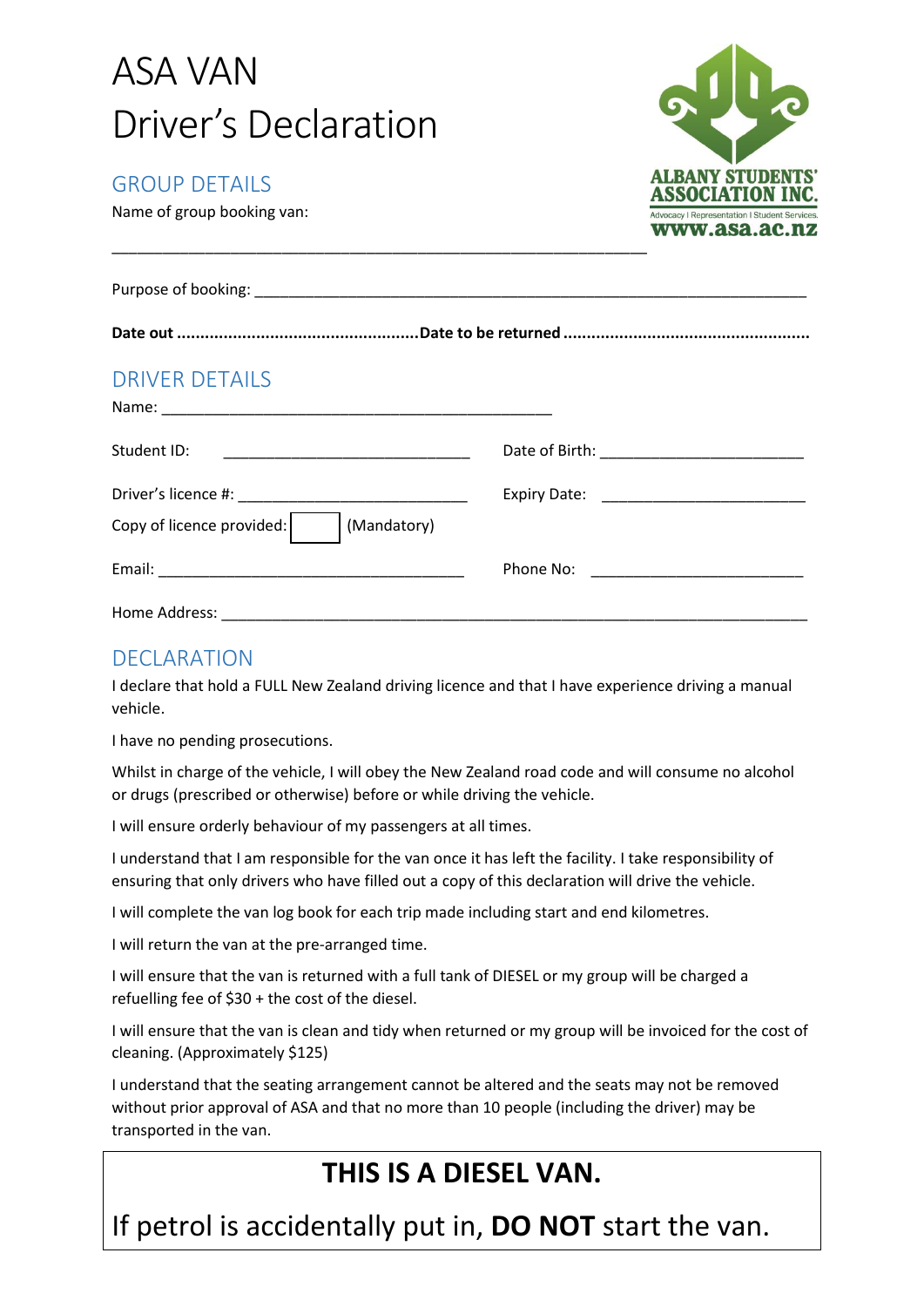# ASA VAN
# Driver's Declaration

ALBANY STUDENTS' ASSOCIATION INC.
Advocacy | Representation | Student Services.
www.asa.ac.nz

## GROUP DETAILS

Name of group booking van: ______________________________________________________________

Purpose of booking: ______________________________________________________________

**Date out ..................................................... Date to be returned .....................................................**

## DRIVER DETAILS

Name: ______________________________________________

Student ID: ______________________________ Date of Birth: ________________________

Driver's licence #: ___________________________ Expiry Date: ________________________

Copy of licence provided: [ ] (Mandatory)

Email: ____________________________________ Phone No: _________________________

Home Address: ______________________________________________________________________

## DECLARATION

I declare that hold a FULL New Zealand driving licence and that I have experience driving a manual vehicle.

I have no pending prosecutions.

Whilst in charge of the vehicle, I will obey the New Zealand road code and will consume no alcohol or drugs (prescribed or otherwise) before or while driving the vehicle.

I will ensure orderly behaviour of my passengers at all times.

I understand that I am responsible for the van once it has left the facility. I take responsibility of ensuring that only drivers who have filled out a copy of this declaration will drive the vehicle.

I will complete the van log book for each trip made including start and end kilometres.

I will return the van at the pre-arranged time.

I will ensure that the van is returned with a full tank of DIESEL or my group will be charged a refuelling fee of $30 + the cost of the diesel.

I will ensure that the van is clean and tidy when returned or my group will be invoiced for the cost of cleaning. (Approximately $125)

I understand that the seating arrangement cannot be altered and the seats may not be removed without prior approval of ASA and that no more than 10 people (including the driver) may be transported in the van.

**THIS IS A DIESEL VAN.**

If petrol is accidentally put in, **DO NOT** start the van.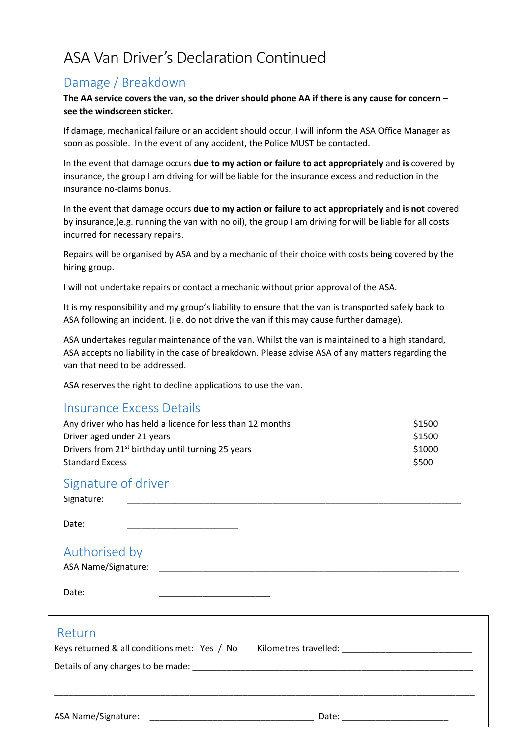# ASA Van Driver's Declaration Continued

## Damage / Breakdown

**The AA service covers the van, so the driver should phone AA if there is any cause for concern – see the windscreen sticker.**

If damage, mechanical failure or an accident should occur, I will inform the ASA Office Manager as soon as possible. <u>In the event of any accident, the Police MUST be contacted</u>.

In the event that damage occurs **due to my action or failure to act appropriately** and **is** covered by insurance, the group I am driving for will be liable for the insurance excess and reduction in the insurance no-claims bonus.

In the event that damage occurs **due to my action or failure to act appropriately** and **is not** covered by insurance,(e.g. running the van with no oil), the group I am driving for will be liable for all costs incurred for necessary repairs.

Repairs will be organised by ASA and by a mechanic of their choice with costs being covered by the hiring group.

I will not undertake repairs or contact a mechanic without prior approval of the ASA.

It is my responsibility and my group's liability to ensure that the van is transported safely back to ASA following an incident. (i.e. do not drive the van if this may cause further damage).

ASA undertakes regular maintenance of the van. Whilst the van is maintained to a high standard, ASA accepts no liability in the case of breakdown. Please advise ASA of any matters regarding the van that need to be addressed.

ASA reserves the right to decline applications to use the van.

## Insurance Excess Details

| | |
|---|---|
| Any driver who has held a licence for less than 12 months | $1500 |
| Driver aged under 21 years | $1500 |
| Drivers from 21st birthday until turning 25 years | $1000 |
| Standard Excess | $500 |

## Signature of driver

Signature: ______________________________________________________________________

Date: ________________________

## Authorised by

ASA Name/Signature: ______________________________________________________________

Date: ________________________

## Return

Keys returned & all conditions met: Yes / No     Kilometres travelled: ___________________________

Details of any charges to be made: ____________________________________________________________

_____________________________________________________________________________________________

ASA Name/Signature: ____________________________________ Date: _______________________